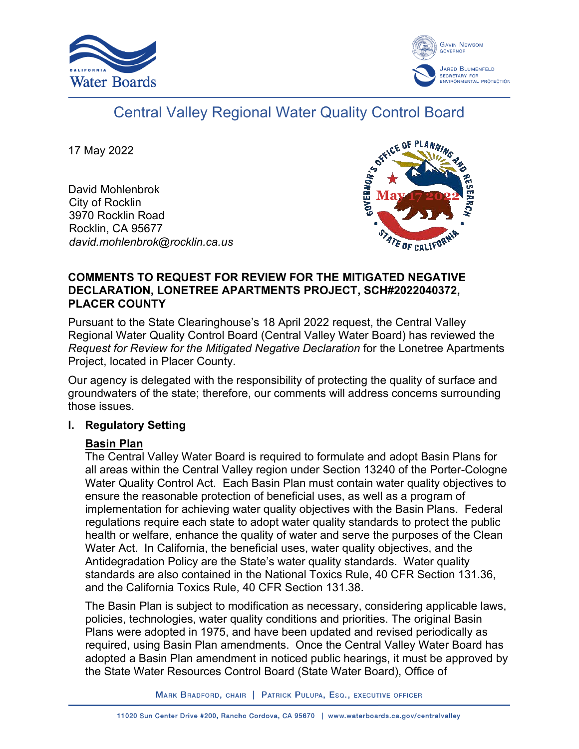# Central Valley Regional Water Quality Control Board

17 May 2022

David Mohlenbrok
City of Rocklin
3970 Rocklin Road
Rocklin, CA 95677
*david.mohlenbrok@rocklin.ca.us*

**COMMENTS TO REQUEST FOR REVIEW FOR THE MITIGATED NEGATIVE DECLARATION, LONETREE APARTMENTS PROJECT, SCH#2022040372, PLACER COUNTY**

Pursuant to the State Clearinghouse's 18 April 2022 request, the Central Valley Regional Water Quality Control Board (Central Valley Water Board) has reviewed the *Request for Review for the Mitigated Negative Declaration* for the Lonetree Apartments Project, located in Placer County.

Our agency is delegated with the responsibility of protecting the quality of surface and groundwaters of the state; therefore, our comments will address concerns surrounding those issues.

## I. Regulatory Setting

### Basin Plan

The Central Valley Water Board is required to formulate and adopt Basin Plans for all areas within the Central Valley region under Section 13240 of the Porter-Cologne Water Quality Control Act. Each Basin Plan must contain water quality objectives to ensure the reasonable protection of beneficial uses, as well as a program of implementation for achieving water quality objectives with the Basin Plans. Federal regulations require each state to adopt water quality standards to protect the public health or welfare, enhance the quality of water and serve the purposes of the Clean Water Act. In California, the beneficial uses, water quality objectives, and the Antidegradation Policy are the State's water quality standards. Water quality standards are also contained in the National Toxics Rule, 40 CFR Section 131.36, and the California Toxics Rule, 40 CFR Section 131.38.

The Basin Plan is subject to modification as necessary, considering applicable laws, policies, technologies, water quality conditions and priorities. The original Basin Plans were adopted in 1975, and have been updated and revised periodically as required, using Basin Plan amendments. Once the Central Valley Water Board has adopted a Basin Plan amendment in noticed public hearings, it must be approved by the State Water Resources Control Board (State Water Board), Office of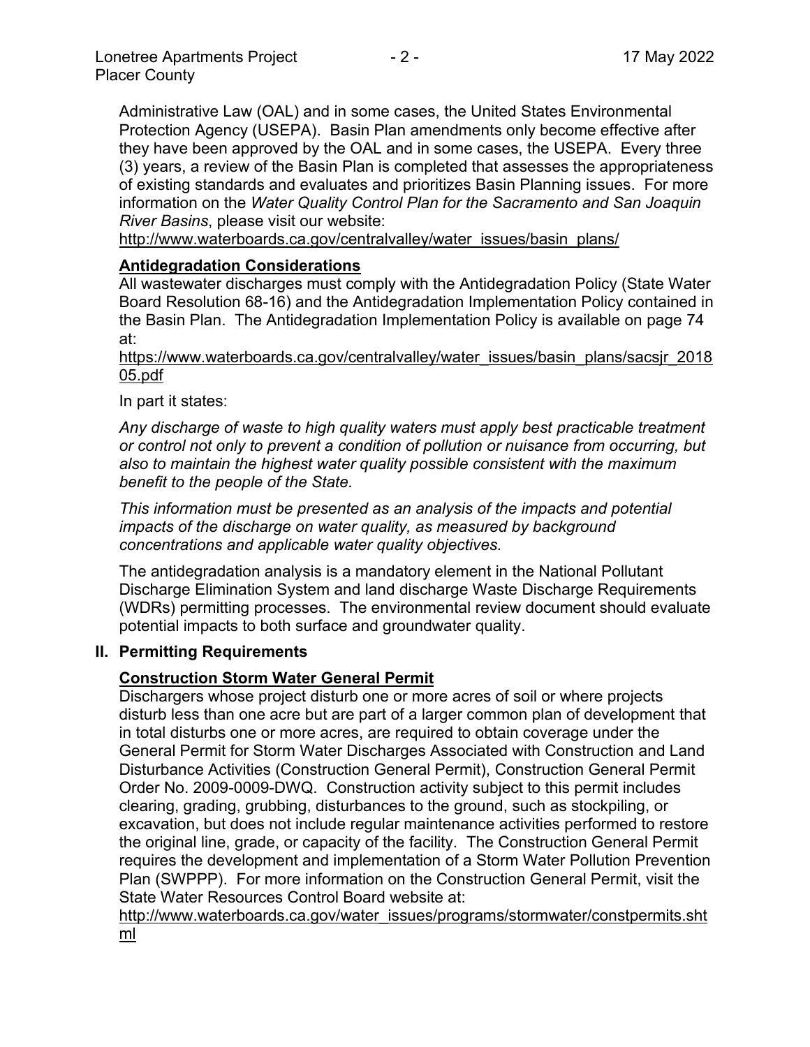Administrative Law (OAL) and in some cases, the United States Environmental Protection Agency (USEPA). Basin Plan amendments only become effective after they have been approved by the OAL and in some cases, the USEPA. Every three (3) years, a review of the Basin Plan is completed that assesses the appropriateness of existing standards and evaluates and prioritizes Basin Planning issues. For more information on the *Water Quality Control Plan for the Sacramento and San Joaquin River Basins*, please visit our website:
http://www.waterboards.ca.gov/centralvalley/water_issues/basin_plans/

**Antidegradation Considerations**

All wastewater discharges must comply with the Antidegradation Policy (State Water Board Resolution 68-16) and the Antidegradation Implementation Policy contained in the Basin Plan. The Antidegradation Implementation Policy is available on page 74 at:
https://www.waterboards.ca.gov/centralvalley/water_issues/basin_plans/sacsjr_201805.pdf

In part it states:

*Any discharge of waste to high quality waters must apply best practicable treatment or control not only to prevent a condition of pollution or nuisance from occurring, but also to maintain the highest water quality possible consistent with the maximum benefit to the people of the State.*

*This information must be presented as an analysis of the impacts and potential impacts of the discharge on water quality, as measured by background concentrations and applicable water quality objectives.*

The antidegradation analysis is a mandatory element in the National Pollutant Discharge Elimination System and land discharge Waste Discharge Requirements (WDRs) permitting processes. The environmental review document should evaluate potential impacts to both surface and groundwater quality.

## II. Permitting Requirements

**Construction Storm Water General Permit**

Dischargers whose project disturb one or more acres of soil or where projects disturb less than one acre but are part of a larger common plan of development that in total disturbs one or more acres, are required to obtain coverage under the General Permit for Storm Water Discharges Associated with Construction and Land Disturbance Activities (Construction General Permit), Construction General Permit Order No. 2009-0009-DWQ. Construction activity subject to this permit includes clearing, grading, grubbing, disturbances to the ground, such as stockpiling, or excavation, but does not include regular maintenance activities performed to restore the original line, grade, or capacity of the facility. The Construction General Permit requires the development and implementation of a Storm Water Pollution Prevention Plan (SWPPP). For more information on the Construction General Permit, visit the State Water Resources Control Board website at:
http://www.waterboards.ca.gov/water_issues/programs/stormwater/constpermits.shtml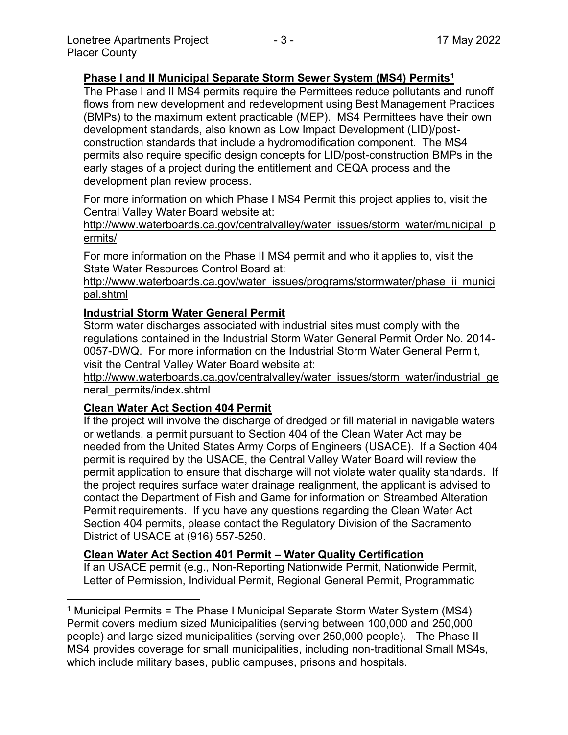**Phase I and II Municipal Separate Storm Sewer System (MS4) Permits**[1]

The Phase I and II MS4 permits require the Permittees reduce pollutants and runoff flows from new development and redevelopment using Best Management Practices (BMPs) to the maximum extent practicable (MEP). MS4 Permittees have their own development standards, also known as Low Impact Development (LID)/post-construction standards that include a hydromodification component. The MS4 permits also require specific design concepts for LID/post-construction BMPs in the early stages of a project during the entitlement and CEQA process and the development plan review process.

For more information on which Phase I MS4 Permit this project applies to, visit the Central Valley Water Board website at:
http://www.waterboards.ca.gov/centralvalley/water_issues/storm_water/municipal_permits/

For more information on the Phase II MS4 permit and who it applies to, visit the State Water Resources Control Board at:
http://www.waterboards.ca.gov/water_issues/programs/stormwater/phase_ii_municipal.shtml

**Industrial Storm Water General Permit**

Storm water discharges associated with industrial sites must comply with the regulations contained in the Industrial Storm Water General Permit Order No. 2014-0057-DWQ. For more information on the Industrial Storm Water General Permit, visit the Central Valley Water Board website at:
http://www.waterboards.ca.gov/centralvalley/water_issues/storm_water/industrial_general_permits/index.shtml

**Clean Water Act Section 404 Permit**

If the project will involve the discharge of dredged or fill material in navigable waters or wetlands, a permit pursuant to Section 404 of the Clean Water Act may be needed from the United States Army Corps of Engineers (USACE). If a Section 404 permit is required by the USACE, the Central Valley Water Board will review the permit application to ensure that discharge will not violate water quality standards. If the project requires surface water drainage realignment, the applicant is advised to contact the Department of Fish and Game for information on Streambed Alteration Permit requirements. If you have any questions regarding the Clean Water Act Section 404 permits, please contact the Regulatory Division of the Sacramento District of USACE at (916) 557-5250.

**Clean Water Act Section 401 Permit – Water Quality Certification**

If an USACE permit (e.g., Non-Reporting Nationwide Permit, Nationwide Permit, Letter of Permission, Individual Permit, Regional General Permit, Programmatic

---

[1] Municipal Permits = The Phase I Municipal Separate Storm Water System (MS4) Permit covers medium sized Municipalities (serving between 100,000 and 250,000 people) and large sized municipalities (serving over 250,000 people). The Phase II MS4 provides coverage for small municipalities, including non-traditional Small MS4s, which include military bases, public campuses, prisons and hospitals.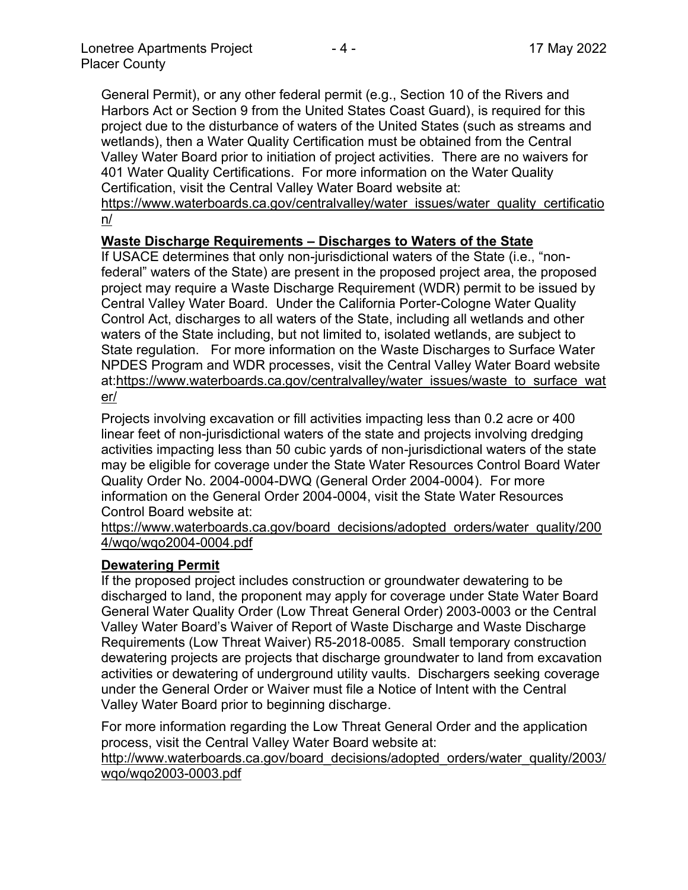General Permit), or any other federal permit (e.g., Section 10 of the Rivers and Harbors Act or Section 9 from the United States Coast Guard), is required for this project due to the disturbance of waters of the United States (such as streams and wetlands), then a Water Quality Certification must be obtained from the Central Valley Water Board prior to initiation of project activities. There are no waivers for 401 Water Quality Certifications. For more information on the Water Quality Certification, visit the Central Valley Water Board website at: https://www.waterboards.ca.gov/centralvalley/water_issues/water_quality_certification/

**Waste Discharge Requirements – Discharges to Waters of the State**

If USACE determines that only non-jurisdictional waters of the State (i.e., "non-federal" waters of the State) are present in the proposed project area, the proposed project may require a Waste Discharge Requirement (WDR) permit to be issued by Central Valley Water Board. Under the California Porter-Cologne Water Quality Control Act, discharges to all waters of the State, including all wetlands and other waters of the State including, but not limited to, isolated wetlands, are subject to State regulation. For more information on the Waste Discharges to Surface Water NPDES Program and WDR processes, visit the Central Valley Water Board website at:https://www.waterboards.ca.gov/centralvalley/water_issues/waste_to_surface_water/

Projects involving excavation or fill activities impacting less than 0.2 acre or 400 linear feet of non-jurisdictional waters of the state and projects involving dredging activities impacting less than 50 cubic yards of non-jurisdictional waters of the state may be eligible for coverage under the State Water Resources Control Board Water Quality Order No. 2004-0004-DWQ (General Order 2004-0004). For more information on the General Order 2004-0004, visit the State Water Resources Control Board website at: https://www.waterboards.ca.gov/board_decisions/adopted_orders/water_quality/2004/wqo/wqo2004-0004.pdf

**Dewatering Permit**

If the proposed project includes construction or groundwater dewatering to be discharged to land, the proponent may apply for coverage under State Water Board General Water Quality Order (Low Threat General Order) 2003-0003 or the Central Valley Water Board's Waiver of Report of Waste Discharge and Waste Discharge Requirements (Low Threat Waiver) R5-2018-0085. Small temporary construction dewatering projects are projects that discharge groundwater to land from excavation activities or dewatering of underground utility vaults. Dischargers seeking coverage under the General Order or Waiver must file a Notice of Intent with the Central Valley Water Board prior to beginning discharge.

For more information regarding the Low Threat General Order and the application process, visit the Central Valley Water Board website at: http://www.waterboards.ca.gov/board_decisions/adopted_orders/water_quality/2003/wqo/wqo2003-0003.pdf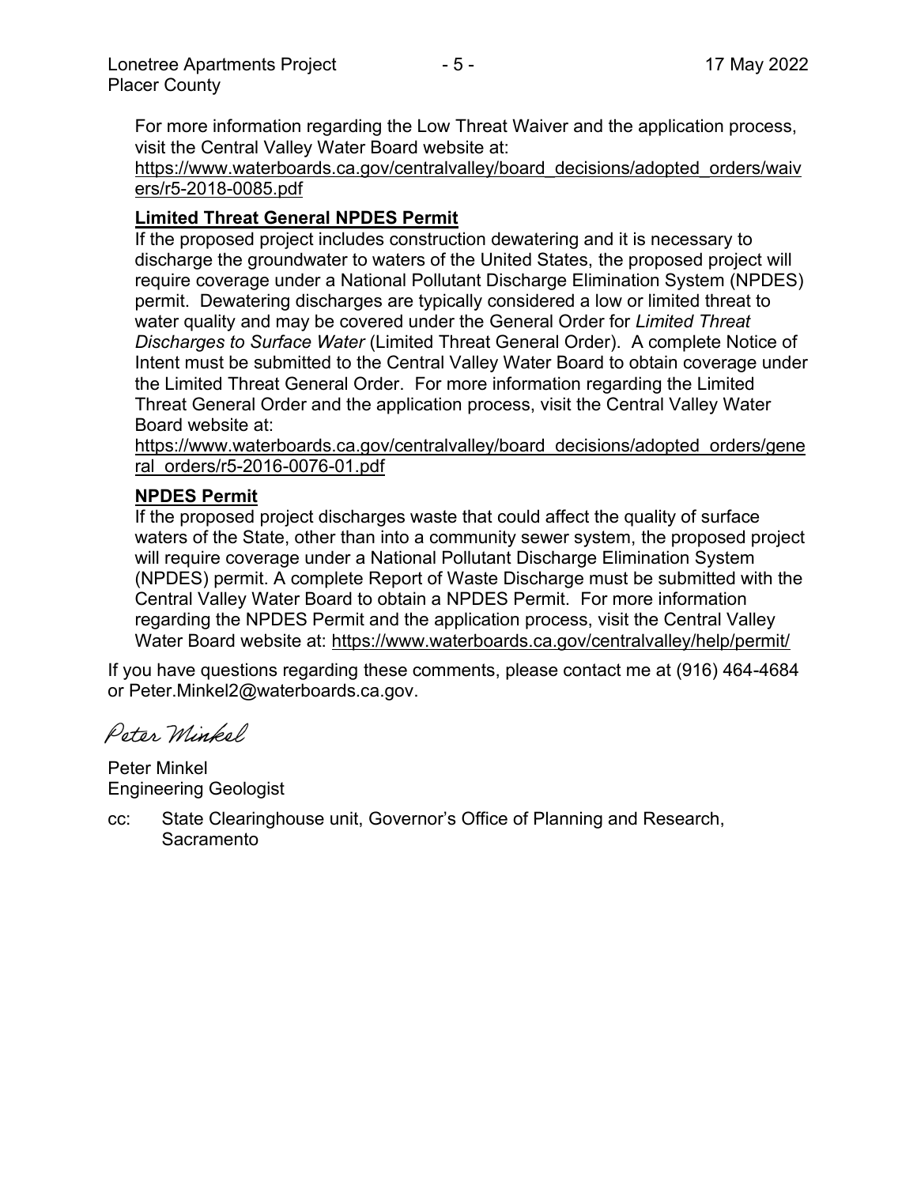For more information regarding the Low Threat Waiver and the application process, visit the Central Valley Water Board website at: https://www.waterboards.ca.gov/centralvalley/board_decisions/adopted_orders/waivers/r5-2018-0085.pdf

**Limited Threat General NPDES Permit**

If the proposed project includes construction dewatering and it is necessary to discharge the groundwater to waters of the United States, the proposed project will require coverage under a National Pollutant Discharge Elimination System (NPDES) permit. Dewatering discharges are typically considered a low or limited threat to water quality and may be covered under the General Order for *Limited Threat Discharges to Surface Water* (Limited Threat General Order). A complete Notice of Intent must be submitted to the Central Valley Water Board to obtain coverage under the Limited Threat General Order. For more information regarding the Limited Threat General Order and the application process, visit the Central Valley Water Board website at: https://www.waterboards.ca.gov/centralvalley/board_decisions/adopted_orders/general_orders/r5-2016-0076-01.pdf

**NPDES Permit**

If the proposed project discharges waste that could affect the quality of surface waters of the State, other than into a community sewer system, the proposed project will require coverage under a National Pollutant Discharge Elimination System (NPDES) permit. A complete Report of Waste Discharge must be submitted with the Central Valley Water Board to obtain a NPDES Permit. For more information regarding the NPDES Permit and the application process, visit the Central Valley Water Board website at: https://www.waterboards.ca.gov/centralvalley/help/permit/

If you have questions regarding these comments, please contact me at (916) 464-4684 or Peter.Minkel2@waterboards.ca.gov.

*Peter Minkel*

Peter Minkel
Engineering Geologist

cc: State Clearinghouse unit, Governor's Office of Planning and Research, Sacramento